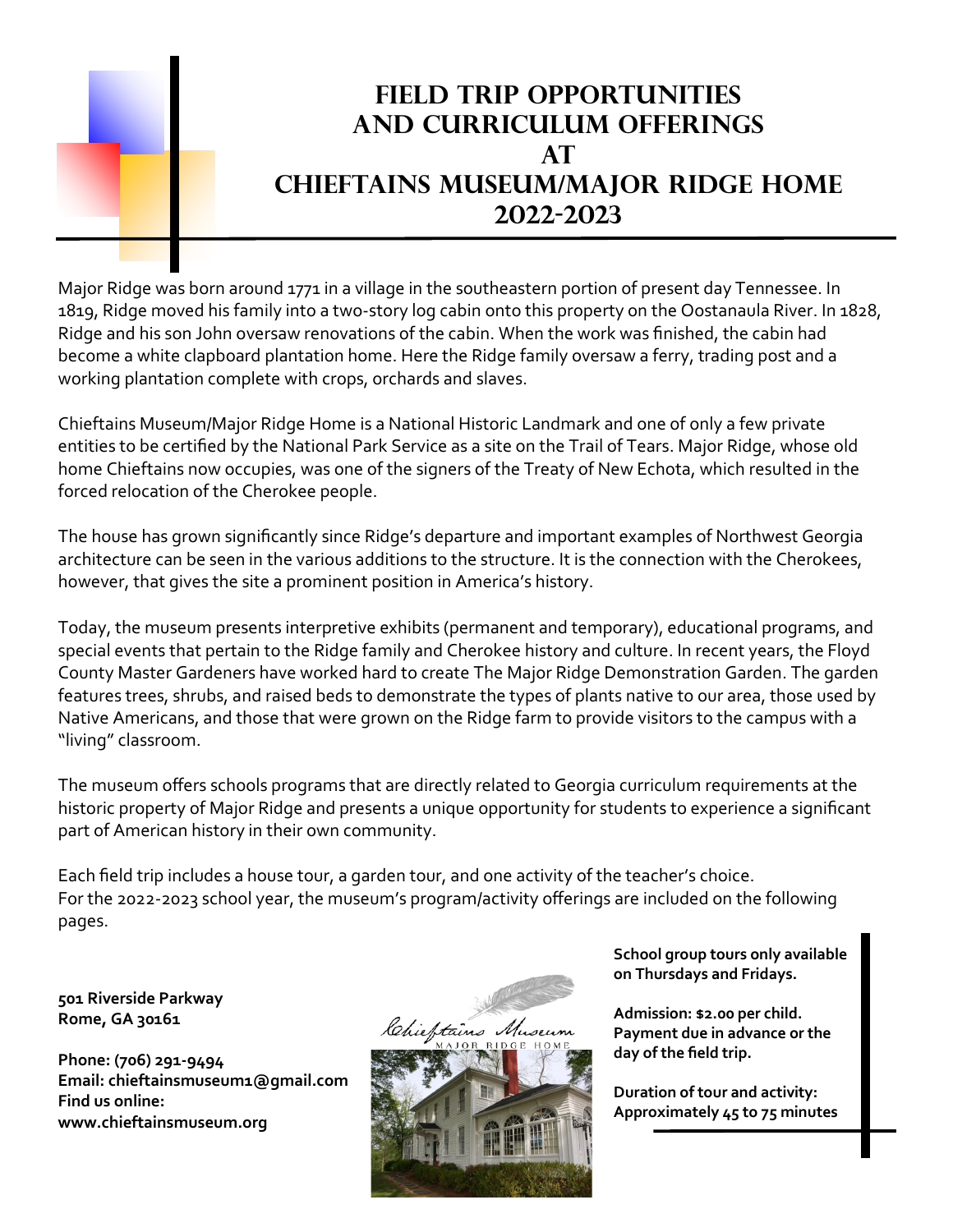# FIELD TRIP OPPORTUNITIES AND CURRICULUM OFFERINGS AT CHIEFTAINS MUSEUM/MAJOR RIDGE HOME 2022-2023

Major Ridge was born around 1771 in a village in the southeastern portion of present day Tennessee. In 1819, Ridge moved his family into a two-story log cabin onto this property on the Oostanaula River. In 1828, Ridge and his son John oversaw renovations of the cabin. When the work was finished, the cabin had become a white clapboard plantation home. Here the Ridge family oversaw a ferry, trading post and a working plantation complete with crops, orchards and slaves.

Chieftains Museum/Major Ridge Home is a National Historic Landmark and one of only a few private entities to be certified by the National Park Service as a site on the Trail of Tears. Major Ridge, whose old home Chieftains now occupies, was one of the signers of the Treaty of New Echota, which resulted in the forced relocation of the Cherokee people.

The house has grown significantly since Ridge's departure and important examples of Northwest Georgia architecture can be seen in the various additions to the structure. It is the connection with the Cherokees, however, that gives the site a prominent position in America's history.

Today, the museum presents interpretive exhibits (permanent and temporary), educational programs, and special events that pertain to the Ridge family and Cherokee history and culture. In recent years, the Floyd County Master Gardeners have worked hard to create The Major Ridge Demonstration Garden. The garden features trees, shrubs, and raised beds to demonstrate the types of plants native to our area, those used by Native Americans, and those that were grown on the Ridge farm to provide visitors to the campus with a "living" classroom.

The museum offers schools programs that are directly related to Georgia curriculum requirements at the historic property of Major Ridge and presents a unique opportunity for students to experience a significant part of American history in their own community.

Each field trip includes a house tour, a garden tour, and one activity of the teacher's choice.
For the 2022-2023 school year, the museum's program/activity offerings are included on the following pages.

**501 Riverside Parkway**
**Rome, GA 30161**

**Phone: (706) 291-9494**
**Email: chieftainsmuseum1@gmail.com**
**Find us online:**
**www.chieftainsmuseum.org**

Chieftains Museum
MAJOR RIDGE HOME

**School group tours only available on Thursdays and Fridays.**

**Admission: $2.00 per child. Payment due in advance or the day of the field trip.**

**Duration of tour and activity: Approximately 45 to 75 minutes**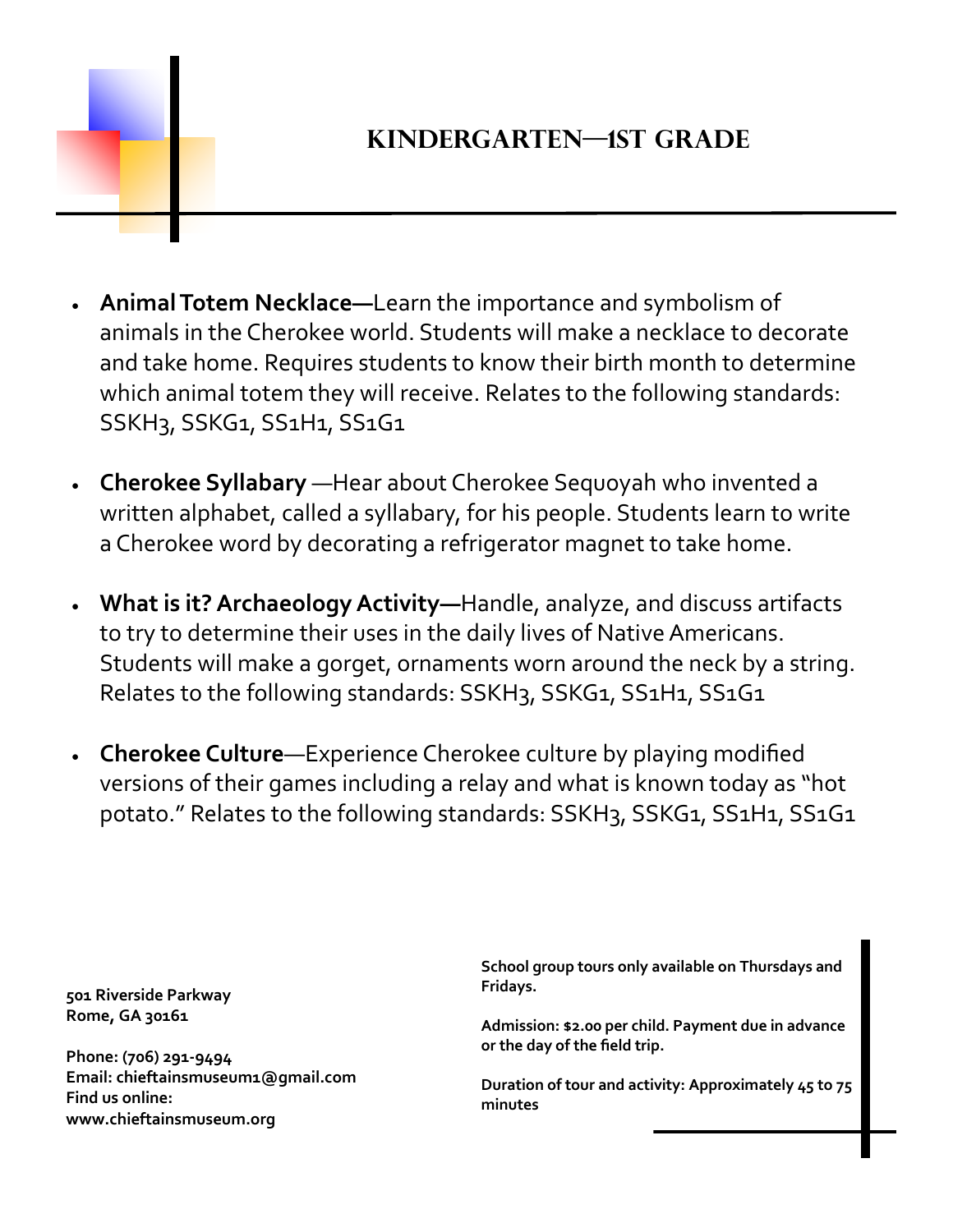# Kindergarten—1st Grade

- **Animal Totem Necklace—**Learn the importance and symbolism of animals in the Cherokee world. Students will make a necklace to decorate and take home. Requires students to know their birth month to determine which animal totem they will receive. Relates to the following standards: SSKH3, SSKG1, SS1H1, SS1G1

- **Cherokee Syllabary** —Hear about Cherokee Sequoyah who invented a written alphabet, called a syllabary, for his people. Students learn to write a Cherokee word by decorating a refrigerator magnet to take home.

- **What is it? Archaeology Activity—**Handle, analyze, and discuss artifacts to try to determine their uses in the daily lives of Native Americans. Students will make a gorget, ornaments worn around the neck by a string. Relates to the following standards: SSKH3, SSKG1, SS1H1, SS1G1

- **Cherokee Culture**—Experience Cherokee culture by playing modified versions of their games including a relay and what is known today as "hot potato." Relates to the following standards: SSKH3, SSKG1, SS1H1, SS1G1

**501 Riverside Parkway**
**Rome, GA 30161**

**Phone: (706) 291-9494**
**Email: chieftainsmuseum1@gmail.com**
**Find us online:**
**www.chieftainsmuseum.org**

**School group tours only available on Thursdays and Fridays.**

**Admission: $2.00 per child. Payment due in advance or the day of the field trip.**

**Duration of tour and activity: Approximately 45 to 75 minutes**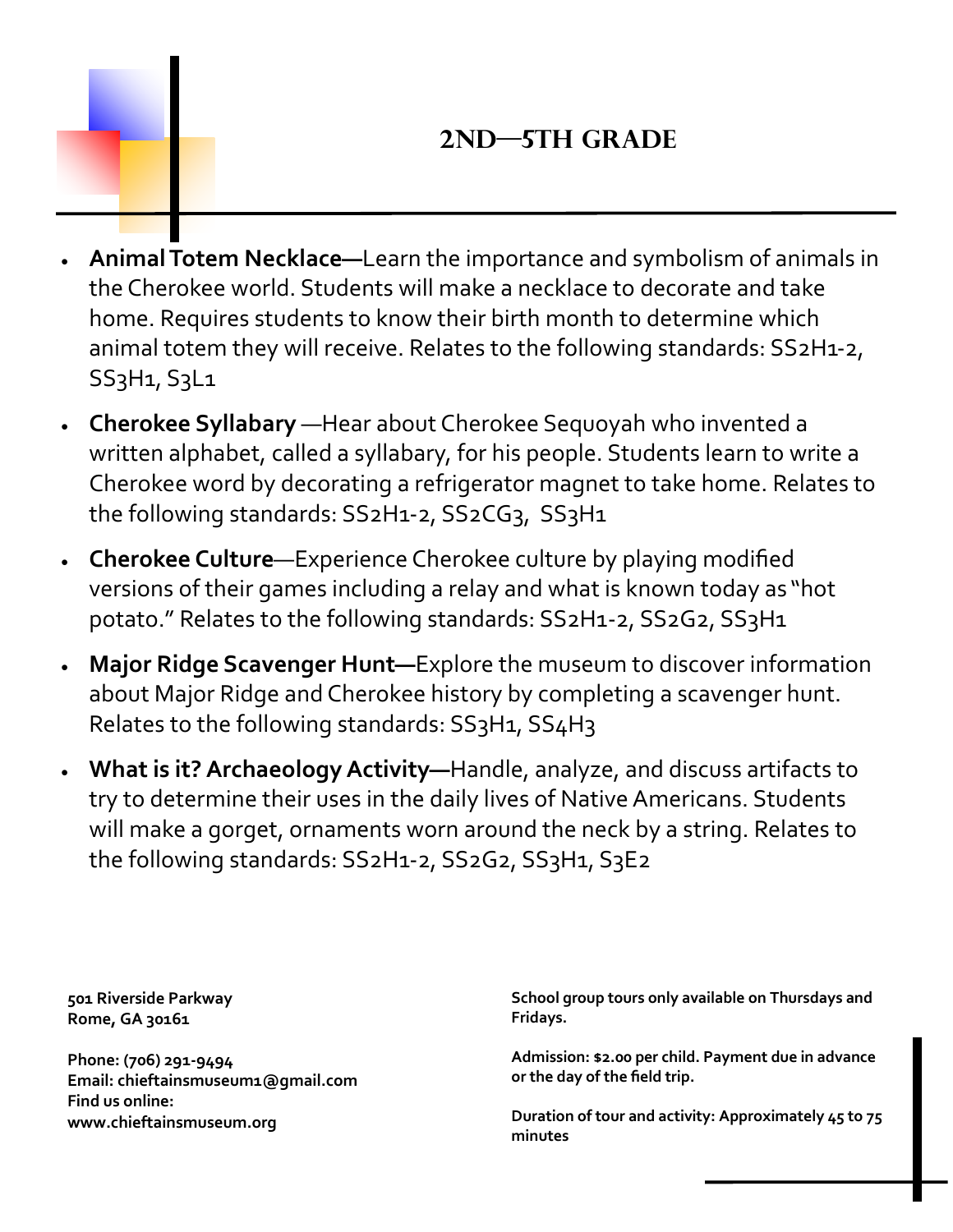## 2nd—5th Grade

- **Animal Totem Necklace—**Learn the importance and symbolism of animals in the Cherokee world. Students will make a necklace to decorate and take home. Requires students to know their birth month to determine which animal totem they will receive. Relates to the following standards: SS2H1-2, SS3H1, S3L1
- **Cherokee Syllabary** —Hear about Cherokee Sequoyah who invented a written alphabet, called a syllabary, for his people. Students learn to write a Cherokee word by decorating a refrigerator magnet to take home. Relates to the following standards: SS2H1-2, SS2CG3, SS3H1
- **Cherokee Culture**—Experience Cherokee culture by playing modified versions of their games including a relay and what is known today as "hot potato." Relates to the following standards: SS2H1-2, SS2G2, SS3H1
- **Major Ridge Scavenger Hunt—**Explore the museum to discover information about Major Ridge and Cherokee history by completing a scavenger hunt. Relates to the following standards: SS3H1, SS4H3
- **What is it? Archaeology Activity—**Handle, analyze, and discuss artifacts to try to determine their uses in the daily lives of Native Americans. Students will make a gorget, ornaments worn around the neck by a string. Relates to the following standards: SS2H1-2, SS2G2, SS3H1, S3E2

**501 Riverside Parkway**
**Rome, GA 30161**

**Phone: (706) 291-9494**
**Email: chieftainsmuseum1@gmail.com**
**Find us online:**
**www.chieftainsmuseum.org**

**School group tours only available on Thursdays and Fridays.**

**Admission: $2.00 per child. Payment due in advance or the day of the field trip.**

**Duration of tour and activity: Approximately 45 to 75 minutes**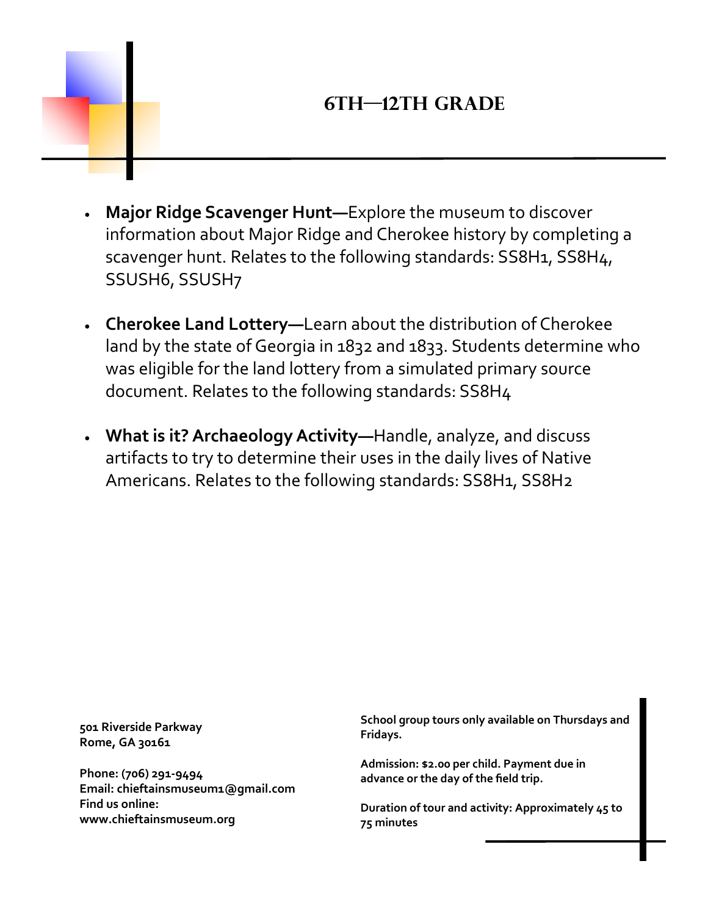# 6th—12th Grade

- **Major Ridge Scavenger Hunt—**Explore the museum to discover information about Major Ridge and Cherokee history by completing a scavenger hunt. Relates to the following standards: SS8H1, SS8H4, SSUSH6, SSUSH7

- **Cherokee Land Lottery—**Learn about the distribution of Cherokee land by the state of Georgia in 1832 and 1833. Students determine who was eligible for the land lottery from a simulated primary source document. Relates to the following standards: SS8H4

- **What is it? Archaeology Activity—**Handle, analyze, and discuss artifacts to try to determine their uses in the daily lives of Native Americans. Relates to the following standards: SS8H1, SS8H2

**501 Riverside Parkway**
**Rome, GA 30161**

**Phone: (706) 291-9494**
**Email: chieftainsmuseum1@gmail.com**
**Find us online:**
**www.chieftainsmuseum.org**

**School group tours only available on Thursdays and Fridays.**

**Admission: $2.00 per child. Payment due in advance or the day of the field trip.**

**Duration of tour and activity: Approximately 45 to 75 minutes**